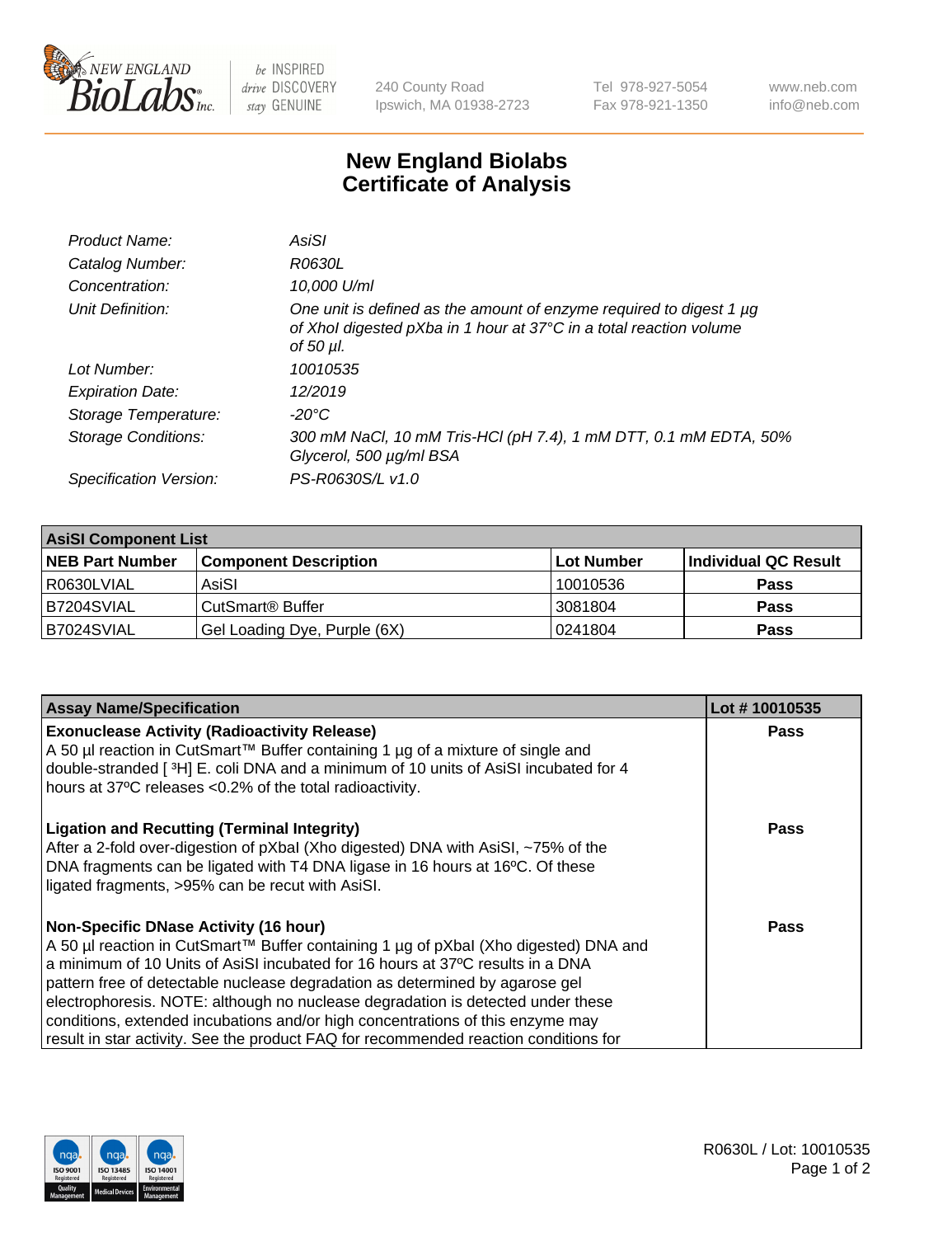# New England Biolabs
# Certificate of Analysis

| | |
|---|---|
| *Product Name:* | *AsiSI* |
| *Catalog Number:* | *R0630L* |
| *Concentration:* | *10,000 U/ml* |
| *Unit Definition:* | *One unit is defined as the amount of enzyme required to digest 1 µg of XhoI digested pXba in 1 hour at 37°C in a total reaction volume of 50 µl.* |
| *Lot Number:* | *10010535* |
| *Expiration Date:* | *12/2019* |
| *Storage Temperature:* | *-20°C* |
| *Storage Conditions:* | *300 mM NaCl, 10 mM Tris-HCl (pH 7.4), 1 mM DTT, 0.1 mM EDTA, 50% Glycerol, 500 µg/ml BSA* |
| *Specification Version:* | *PS-R0630S/L v1.0* |

| **AsiSI Component List** | | | |
|---|---|---|---|
| **NEB Part Number** | **Component Description** | **Lot Number** | **Individual QC Result** |
| R0630LVIAL | AsiSI | 10010536 | **Pass** |
| B7204SVIAL | CutSmart® Buffer | 3081804 | **Pass** |
| B7024SVIAL | Gel Loading Dye, Purple (6X) | 0241804 | **Pass** |

| **Assay Name/Specification** | **Lot # 10010535** |
|---|---|
| **Exonuclease Activity (Radioactivity Release)**<br>A 50 µl reaction in CutSmart™ Buffer containing 1 µg of a mixture of single and double-stranded [ $^3$H] E. coli DNA and a minimum of 10 units of AsiSI incubated for 4 hours at 37ºC releases <0.2% of the total radioactivity. | **Pass** |
| **Ligation and Recutting (Terminal Integrity)**<br>After a 2-fold over-digestion of pXbaI (Xho digested) DNA with AsiSI, ~75% of the DNA fragments can be ligated with T4 DNA ligase in 16 hours at 16ºC. Of these ligated fragments, >95% can be recut with AsiSI. | **Pass** |
| **Non-Specific DNase Activity (16 hour)**<br>A 50 µl reaction in CutSmart™ Buffer containing 1 µg of pXbaI (Xho digested) DNA and a minimum of 10 Units of AsiSI incubated for 16 hours at 37ºC results in a DNA pattern free of detectable nuclease degradation as determined by agarose gel electrophoresis. NOTE: although no nuclease degradation is detected under these conditions, extended incubations and/or high concentrations of this enzyme may result in star activity. See the product FAQ for recommended reaction conditions for | **Pass** |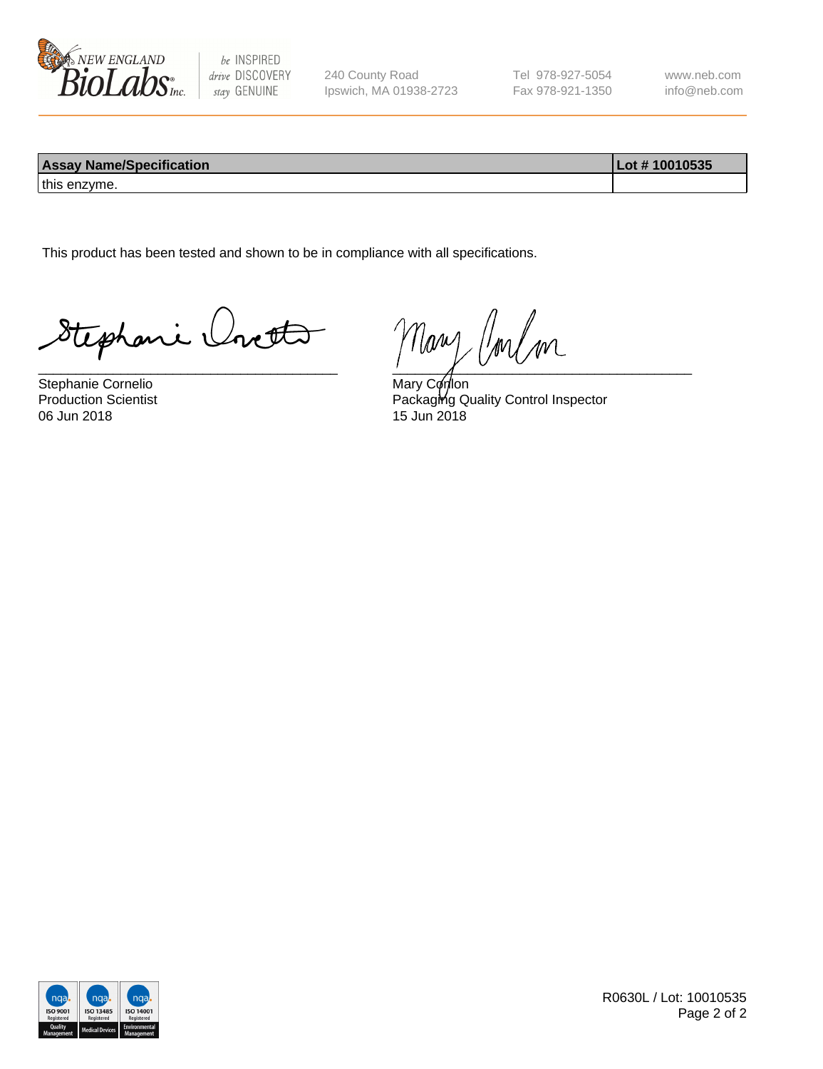| Assay Name/Specification | Lot # 10010535 |
| --- | --- |
| this enzyme. | |

This product has been tested and shown to be in compliance with all specifications.

Stephanie Cornelio
Production Scientist
06 Jun 2018

Mary Conlon
Packaging Quality Control Inspector
15 Jun 2018

R0630L / Lot: 10010535